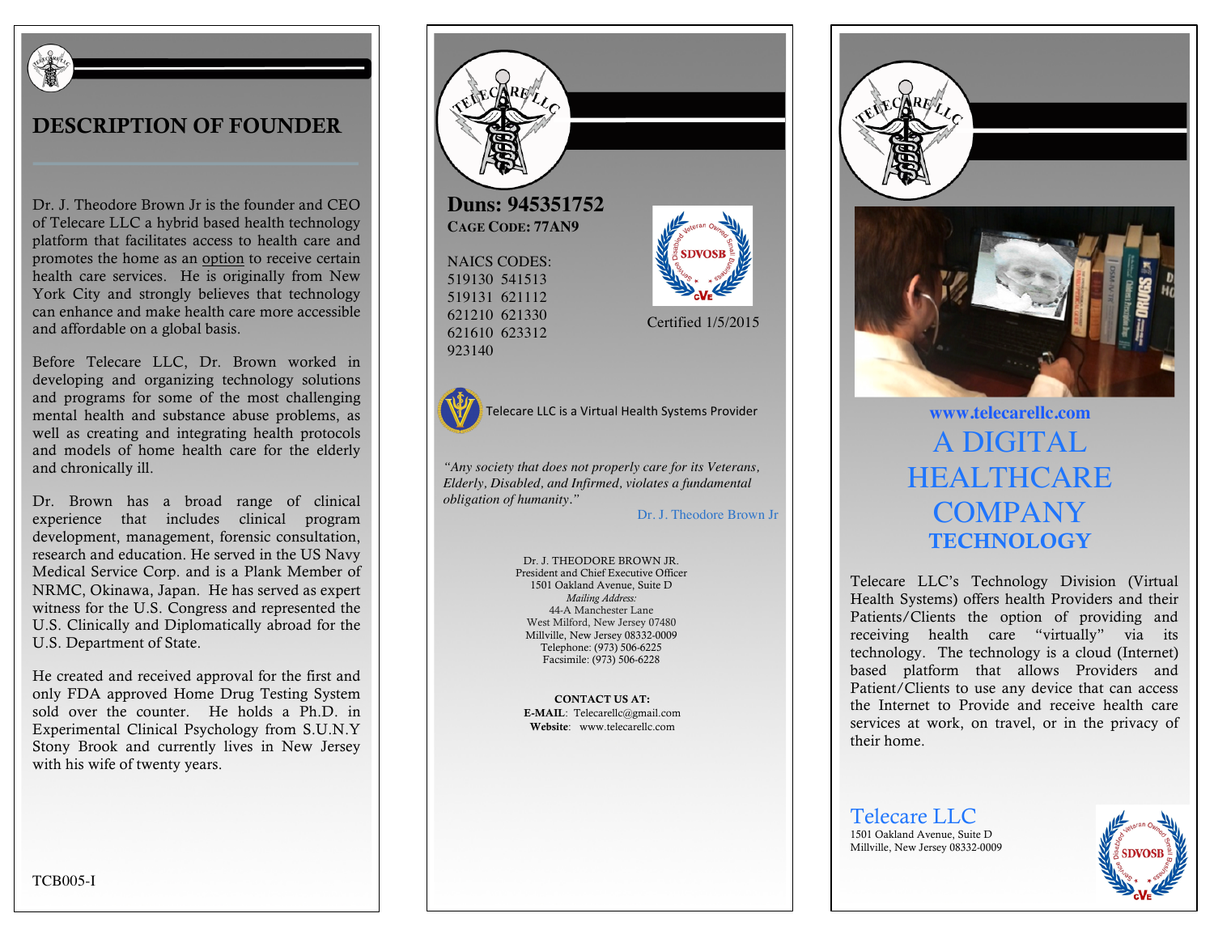## DESCRIPTION OF FOUNDER

Dr. J. Theodore Brown Jr is the founder and CEO of Telecare LLC a hybrid based health technology platform that facilitates access to health care and promotes the home as an option to receive certain health care services. He is originally from New York City and strongly believes that technology can enhance and make health care more accessible and affordable on a global basis.

Before Telecare LLC, Dr. Brown worked in developing and organizing technology solutions and programs for some of the most challenging mental health and substance abuse problems, as well as creating and integrating health protocols and models of home health care for the elderly and chronically ill.

Dr. Brown has a broad range of clinical experience that includes clinical program development, management, forensic consultation, research and education. He served in the US Navy Medical Service Corp. and is a Plank Member of NRMC, Okinawa, Japan. He has served as expert witness for the U.S. Congress and represented the U.S. Clinically and Diplomatically abroad for the U.S. Department of State.

He created and received approval for the first and only FDA approved Home Drug Testing System sold over the counter. He holds a Ph.D. in Experimental Clinical Psychology from S.U.N.Y Stony Brook and currently lives in New Jersey with his wife of twenty years.

TCB005-I

**Duns: 945351752**

**CAGE CODE: 77AN9**

NAICS CODES:
519130 541513
519131 621112
621210 621330
621610 623312
923140

Certified 1/5/2015

Telecare LLC is a Virtual Health Systems Provider

*"Any society that does not properly care for its Veterans, Elderly, Disabled, and Infirmed, violates a fundamental obligation of humanity."*

Dr. J. Theodore Brown Jr

Dr. J. THEODORE BROWN JR.
President and Chief Executive Officer
1501 Oakland Avenue, Suite D
*Mailing Address:*
44-A Manchester Lane
West Milford, New Jersey 07480
Millville, New Jersey 08332-0009
Telephone: (973) 506-6225
Facsimile: (973) 506-6228

**CONTACT US AT:**
**E-MAIL**: Telecarellc@gmail.com
**Website**: www.telecarellc.com

**www.telecarellc.com**

# A DIGITAL HEALTHCARE COMPANY

## TECHNOLOGY

Telecare LLC's Technology Division (Virtual Health Systems) offers health Providers and their Patients/Clients the option of providing and receiving health care "virtually" via its technology. The technology is a cloud (Internet) based platform that allows Providers and Patient/Clients to use any device that can access the Internet to Provide and receive health care services at work, on travel, or in the privacy of their home.

Telecare LLC
1501 Oakland Avenue, Suite D
Millville, New Jersey 08332-0009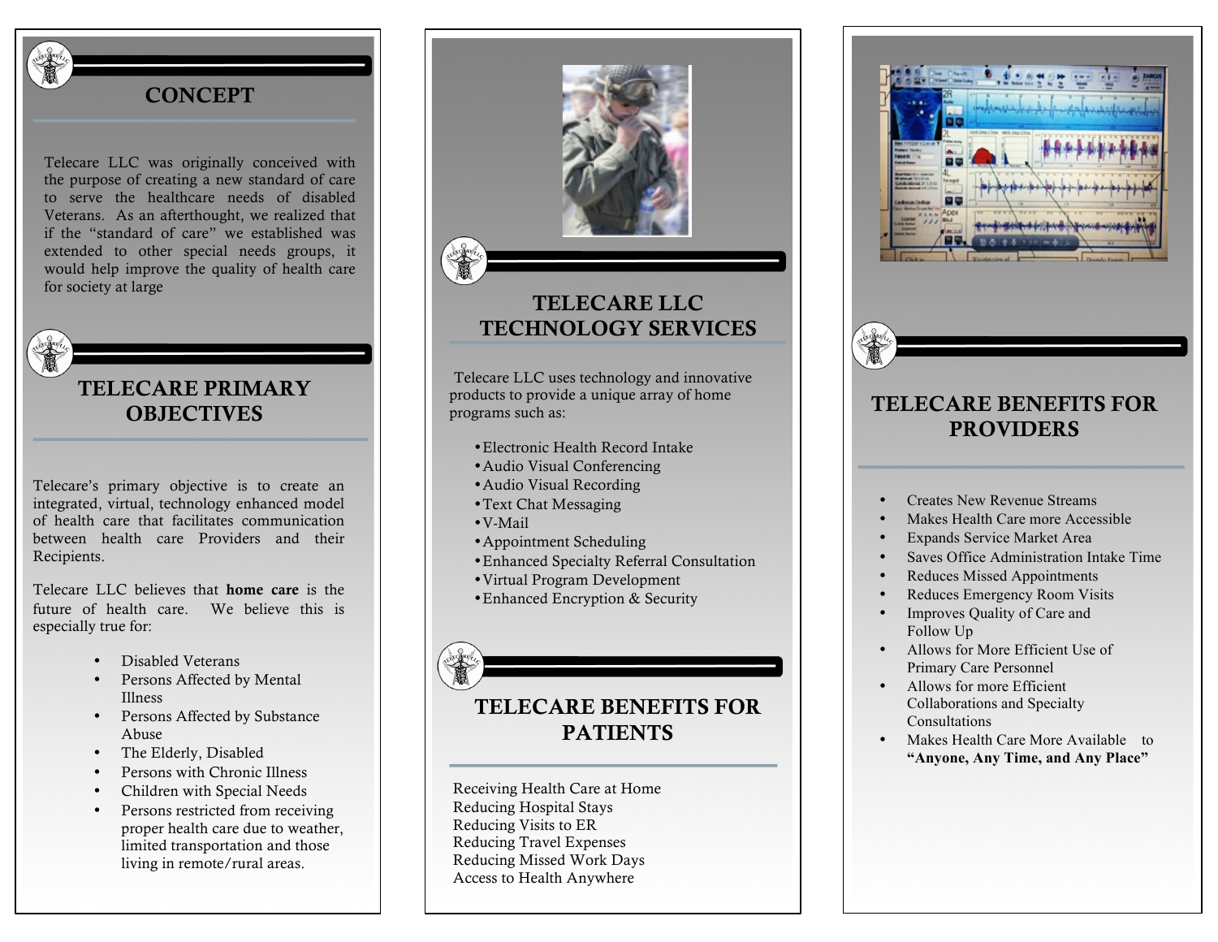## CONCEPT

Telecare LLC was originally conceived with the purpose of creating a new standard of care to serve the healthcare needs of disabled Veterans. As an afterthought, we realized that if the "standard of care" we established was extended to other special needs groups, it would help improve the quality of health care for society at large

## TELECARE PRIMARY OBJECTIVES

Telecare's primary objective is to create an integrated, virtual, technology enhanced model of health care that facilitates communication between health care Providers and their Recipients.

Telecare LLC believes that **home care** is the future of health care. We believe this is especially true for:

- Disabled Veterans
- Persons Affected by Mental Illness
- Persons Affected by Substance Abuse
- The Elderly, Disabled
- Persons with Chronic Illness
- Children with Special Needs
- Persons restricted from receiving proper health care due to weather, limited transportation and those living in remote/rural areas.

## TELECARE LLC TECHNOLOGY SERVICES

Telecare LLC uses technology and innovative products to provide a unique array of home programs such as:

- Electronic Health Record Intake
- Audio Visual Conferencing
- Audio Visual Recording
- Text Chat Messaging
- V-Mail
- Appointment Scheduling
- Enhanced Specialty Referral Consultation
- Virtual Program Development
- Enhanced Encryption & Security

## TELECARE BENEFITS FOR PATIENTS

Receiving Health Care at Home
Reducing Hospital Stays
Reducing Visits to ER
Reducing Travel Expenses
Reducing Missed Work Days
Access to Health Anywhere

## TELECARE BENEFITS FOR PROVIDERS

- Creates New Revenue Streams
- Makes Health Care more Accessible
- Expands Service Market Area
- Saves Office Administration Intake Time
- Reduces Missed Appointments
- Reduces Emergency Room Visits
- Improves Quality of Care and Follow Up
- Allows for More Efficient Use of Primary Care Personnel
- Allows for more Efficient Collaborations and Specialty Consultations
- Makes Health Care More Available to **"Anyone, Any Time, and Any Place"**